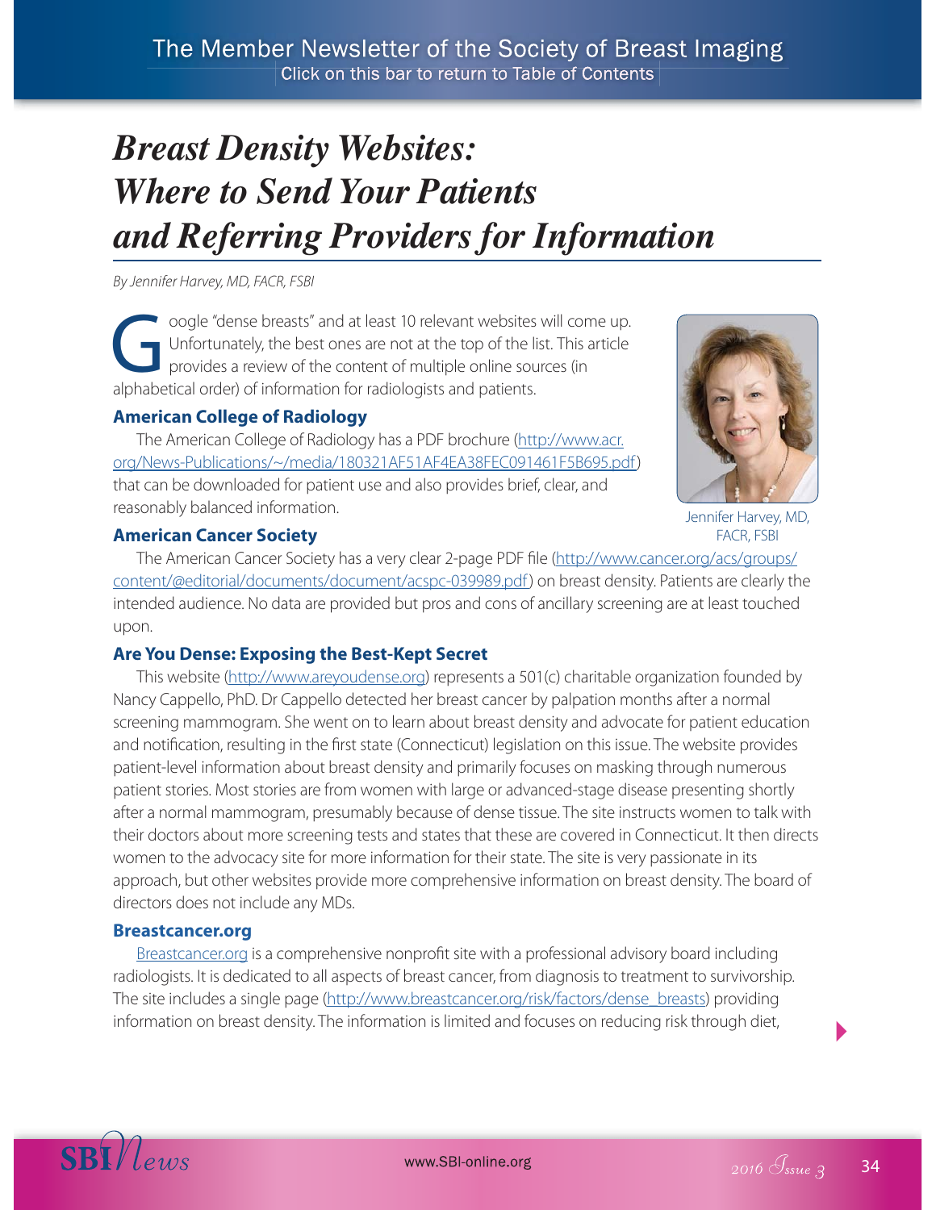# *Breast Density Websites: Where to Send Your Patients and Referring Providers for Information*

*By Jennifer Harvey, MD, FACR, FSBI*

Google "dense breasts" and at least 10 relevant websites will come up. Unfortunately, the best ones are not at the top of the list. This article provides a review of the content of multiple online sources (in alphabetical order) of information for radiologists and patients.

Jennifer Harvey, MD, FACR, FSBI

### American College of Radiology

The American College of Radiology has a PDF brochure (http://www.acr.org/News-Publications/~/media/180321AF51AF4EA38FEC091461F5B695.pdf) that can be downloaded for patient use and also provides brief, clear, and reasonably balanced information.

### American Cancer Society

The American Cancer Society has a very clear 2-page PDF file (http://www.cancer.org/acs/groups/content/@editorial/documents/document/acspc-039989.pdf) on breast density. Patients are clearly the intended audience. No data are provided but pros and cons of ancillary screening are at least touched upon.

### Are You Dense: Exposing the Best-Kept Secret

This website (http://www.areyoudense.org) represents a 501(c) charitable organization founded by Nancy Cappello, PhD. Dr Cappello detected her breast cancer by palpation months after a normal screening mammogram. She went on to learn about breast density and advocate for patient education and notification, resulting in the first state (Connecticut) legislation on this issue. The website provides patient-level information about breast density and primarily focuses on masking through numerous patient stories. Most stories are from women with large or advanced-stage disease presenting shortly after a normal mammogram, presumably because of dense tissue. The site instructs women to talk with their doctors about more screening tests and states that these are covered in Connecticut. It then directs women to the advocacy site for more information for their state. The site is very passionate in its approach, but other websites provide more comprehensive information on breast density. The board of directors does not include any MDs.

### Breastcancer.org

Breastcancer.org is a comprehensive nonprofit site with a professional advisory board including radiologists. It is dedicated to all aspects of breast cancer, from diagnosis to treatment to survivorship. The site includes a single page (http://www.breastcancer.org/risk/factors/dense_breasts) providing information on breast density. The information is limited and focuses on reducing risk through diet,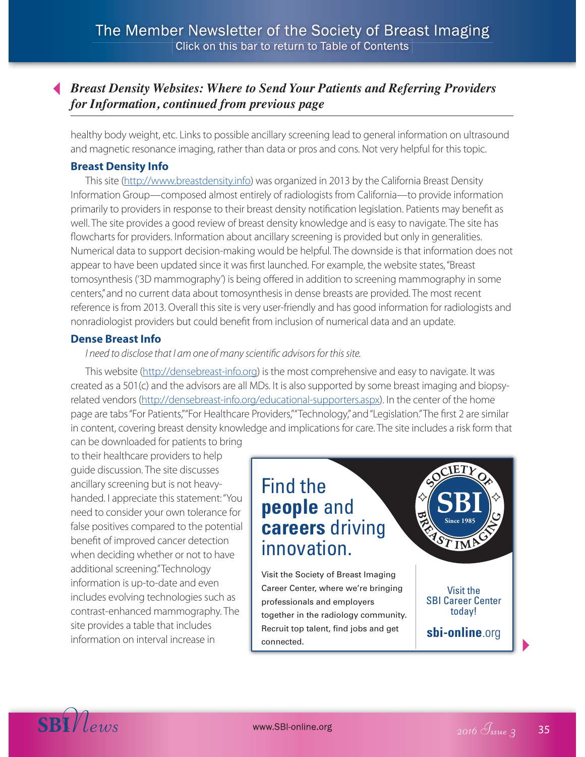## *Breast Density Websites: Where to Send Your Patients and Referring Providers for Information, continued from previous page*

healthy body weight, etc. Links to possible ancillary screening lead to general information on ultrasound and magnetic resonance imaging, rather than data or pros and cons. Not very helpful for this topic.

### Breast Density Info

This site (http://www.breastdensity.info) was organized in 2013 by the California Breast Density Information Group—composed almost entirely of radiologists from California—to provide information primarily to providers in response to their breast density notification legislation. Patients may benefit as well. The site provides a good review of breast density knowledge and is easy to navigate. The site has flowcharts for providers. Information about ancillary screening is provided but only in generalities. Numerical data to support decision-making would be helpful. The downside is that information does not appear to have been updated since it was first launched. For example, the website states, "Breast tomosynthesis ('3D mammography') is being offered in addition to screening mammography in some centers," and no current data about tomosynthesis in dense breasts are provided. The most recent reference is from 2013. Overall this site is very user-friendly and has good information for radiologists and nonradiologist providers but could benefit from inclusion of numerical data and an update.

### Dense Breast Info

*I need to disclose that I am one of many scientific advisors for this site.*

This website (http://densebreast-info.org) is the most comprehensive and easy to navigate. It was created as a 501(c) and the advisors are all MDs. It is also supported by some breast imaging and biopsy-related vendors (http://densebreast-info.org/educational-supporters.aspx). In the center of the home page are tabs "For Patients," "For Healthcare Providers," "Technology," and "Legislation." The first 2 are similar in content, covering breast density knowledge and implications for care. The site includes a risk form that can be downloaded for patients to bring to their healthcare providers to help guide discussion. The site discusses ancillary screening but is not heavy-handed. I appreciate this statement: "You need to consider your own tolerance for false positives compared to the potential benefit of improved cancer detection when deciding whether or not to have additional screening." Technology information is up-to-date and even includes evolving technologies such as contrast-enhanced mammography. The site provides a table that includes information on interval increase in

Find the **people** and **careers** driving innovation.

Visit the Society of Breast Imaging Career Center, where we're bringing professionals and employers together in the radiology community. Recruit top talent, find jobs and get connected.

Visit the SBI Career Center today!

**sbi-online**.org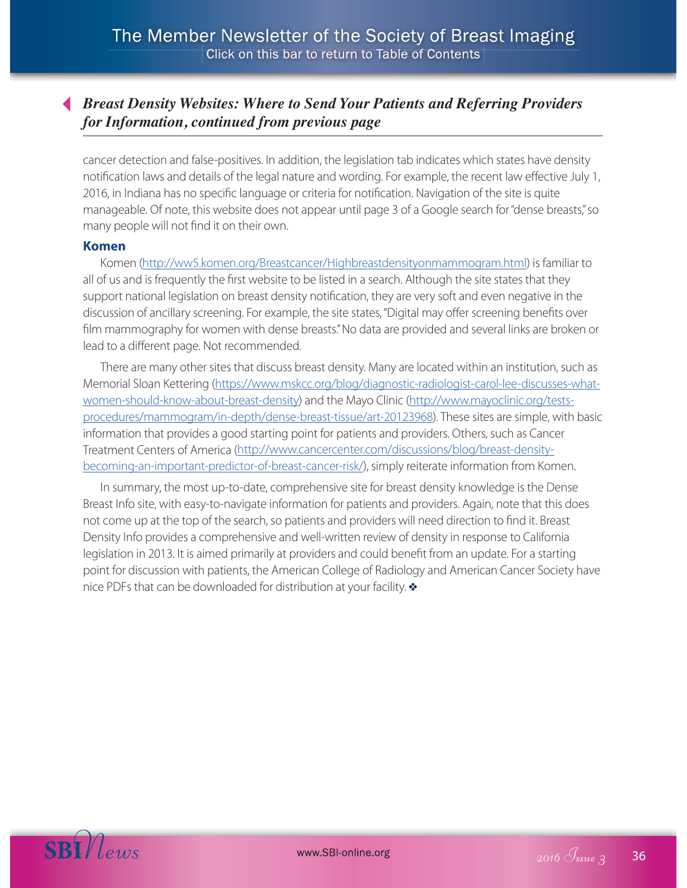*Breast Density Websites: Where to Send Your Patients and Referring Providers for Information, continued from previous page*

cancer detection and false-positives. In addition, the legislation tab indicates which states have density notification laws and details of the legal nature and wording. For example, the recent law effective July 1, 2016, in Indiana has no specific language or criteria for notification. Navigation of the site is quite manageable. Of note, this website does not appear until page 3 of a Google search for "dense breasts," so many people will not find it on their own.

### Komen

Komen (http://ww5.komen.org/Breastcancer/Highbreastdensityonmammogram.html) is familiar to all of us and is frequently the first website to be listed in a search. Although the site states that they support national legislation on breast density notification, they are very soft and even negative in the discussion of ancillary screening. For example, the site states, "Digital may offer screening benefits over film mammography for women with dense breasts." No data are provided and several links are broken or lead to a different page. Not recommended.

There are many other sites that discuss breast density. Many are located within an institution, such as Memorial Sloan Kettering (https://www.mskcc.org/blog/diagnostic-radiologist-carol-lee-discusses-what-women-should-know-about-breast-density) and the Mayo Clinic (http://www.mayoclinic.org/tests-procedures/mammogram/in-depth/dense-breast-tissue/art-20123968). These sites are simple, with basic information that provides a good starting point for patients and providers. Others, such as Cancer Treatment Centers of America (http://www.cancercenter.com/discussions/blog/breast-density-becoming-an-important-predictor-of-breast-cancer-risk/), simply reiterate information from Komen.

In summary, the most up-to-date, comprehensive site for breast density knowledge is the Dense Breast Info site, with easy-to-navigate information for patients and providers. Again, note that this does not come up at the top of the search, so patients and providers will need direction to find it. Breast Density Info provides a comprehensive and well-written review of density in response to California legislation in 2013. It is aimed primarily at providers and could benefit from an update. For a starting point for discussion with patients, the American College of Radiology and American Cancer Society have nice PDFs that can be downloaded for distribution at your facility. ❖